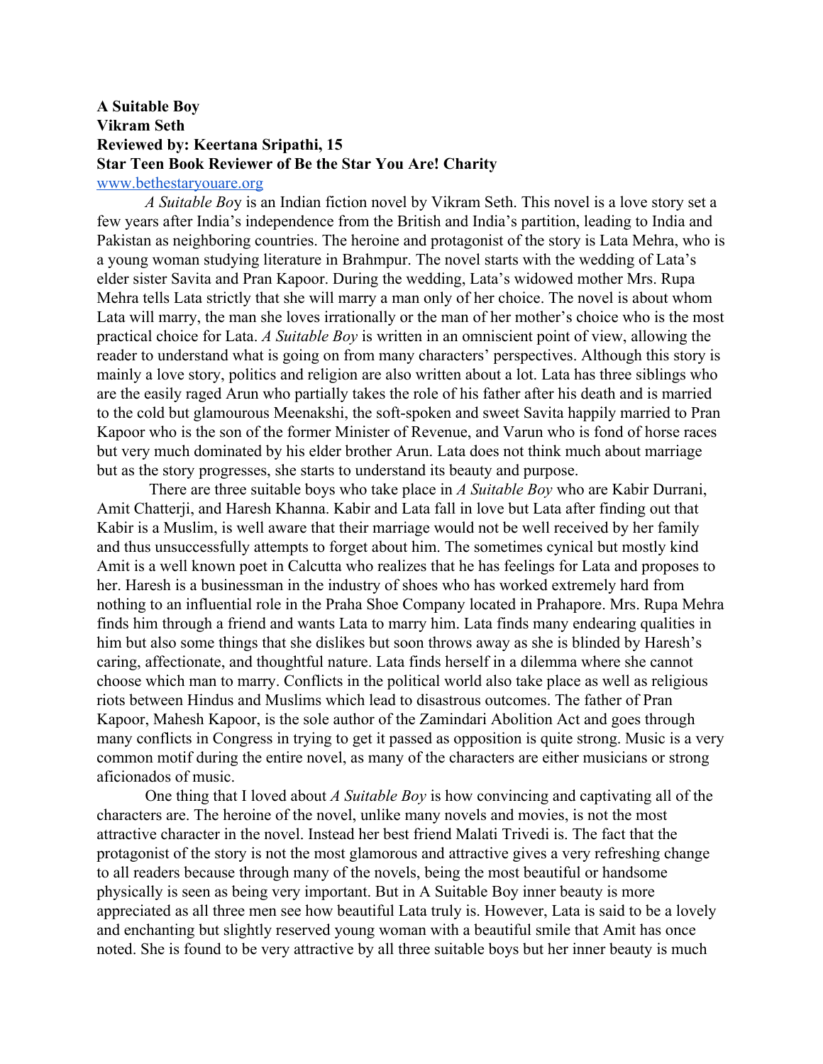**A Suitable Boy**
**Vikram Seth**
**Reviewed by: Keertana Sripathi, 15**
**Star Teen Book Reviewer of Be the Star You Are! Charity**
www.bethestaryouare.org

*A Suitable Boy* is an Indian fiction novel by Vikram Seth. This novel is a love story set a few years after India's independence from the British and India's partition, leading to India and Pakistan as neighboring countries. The heroine and protagonist of the story is Lata Mehra, who is a young woman studying literature in Brahmpur. The novel starts with the wedding of Lata's elder sister Savita and Pran Kapoor. During the wedding, Lata's widowed mother Mrs. Rupa Mehra tells Lata strictly that she will marry a man only of her choice. The novel is about whom Lata will marry, the man she loves irrationally or the man of her mother's choice who is the most practical choice for Lata. *A Suitable Boy* is written in an omniscient point of view, allowing the reader to understand what is going on from many characters' perspectives. Although this story is mainly a love story, politics and religion are also written about a lot. Lata has three siblings who are the easily raged Arun who partially takes the role of his father after his death and is married to the cold but glamourous Meenakshi, the soft-spoken and sweet Savita happily married to Pran Kapoor who is the son of the former Minister of Revenue, and Varun who is fond of horse races but very much dominated by his elder brother Arun. Lata does not think much about marriage but as the story progresses, she starts to understand its beauty and purpose.

There are three suitable boys who take place in *A Suitable Boy* who are Kabir Durrani, Amit Chatterji, and Haresh Khanna. Kabir and Lata fall in love but Lata after finding out that Kabir is a Muslim, is well aware that their marriage would not be well received by her family and thus unsuccessfully attempts to forget about him. The sometimes cynical but mostly kind Amit is a well known poet in Calcutta who realizes that he has feelings for Lata and proposes to her. Haresh is a businessman in the industry of shoes who has worked extremely hard from nothing to an influential role in the Praha Shoe Company located in Prahapore. Mrs. Rupa Mehra finds him through a friend and wants Lata to marry him. Lata finds many endearing qualities in him but also some things that she dislikes but soon throws away as she is blinded by Haresh's caring, affectionate, and thoughtful nature. Lata finds herself in a dilemma where she cannot choose which man to marry. Conflicts in the political world also take place as well as religious riots between Hindus and Muslims which lead to disastrous outcomes. The father of Pran Kapoor, Mahesh Kapoor, is the sole author of the Zamindari Abolition Act and goes through many conflicts in Congress in trying to get it passed as opposition is quite strong. Music is a very common motif during the entire novel, as many of the characters are either musicians or strong aficionados of music.

One thing that I loved about *A Suitable Boy* is how convincing and captivating all of the characters are. The heroine of the novel, unlike many novels and movies, is not the most attractive character in the novel. Instead her best friend Malati Trivedi is. The fact that the protagonist of the story is not the most glamorous and attractive gives a very refreshing change to all readers because through many of the novels, being the most beautiful or handsome physically is seen as being very important. But in A Suitable Boy inner beauty is more appreciated as all three men see how beautiful Lata truly is. However, Lata is said to be a lovely and enchanting but slightly reserved young woman with a beautiful smile that Amit has once noted. She is found to be very attractive by all three suitable boys but her inner beauty is much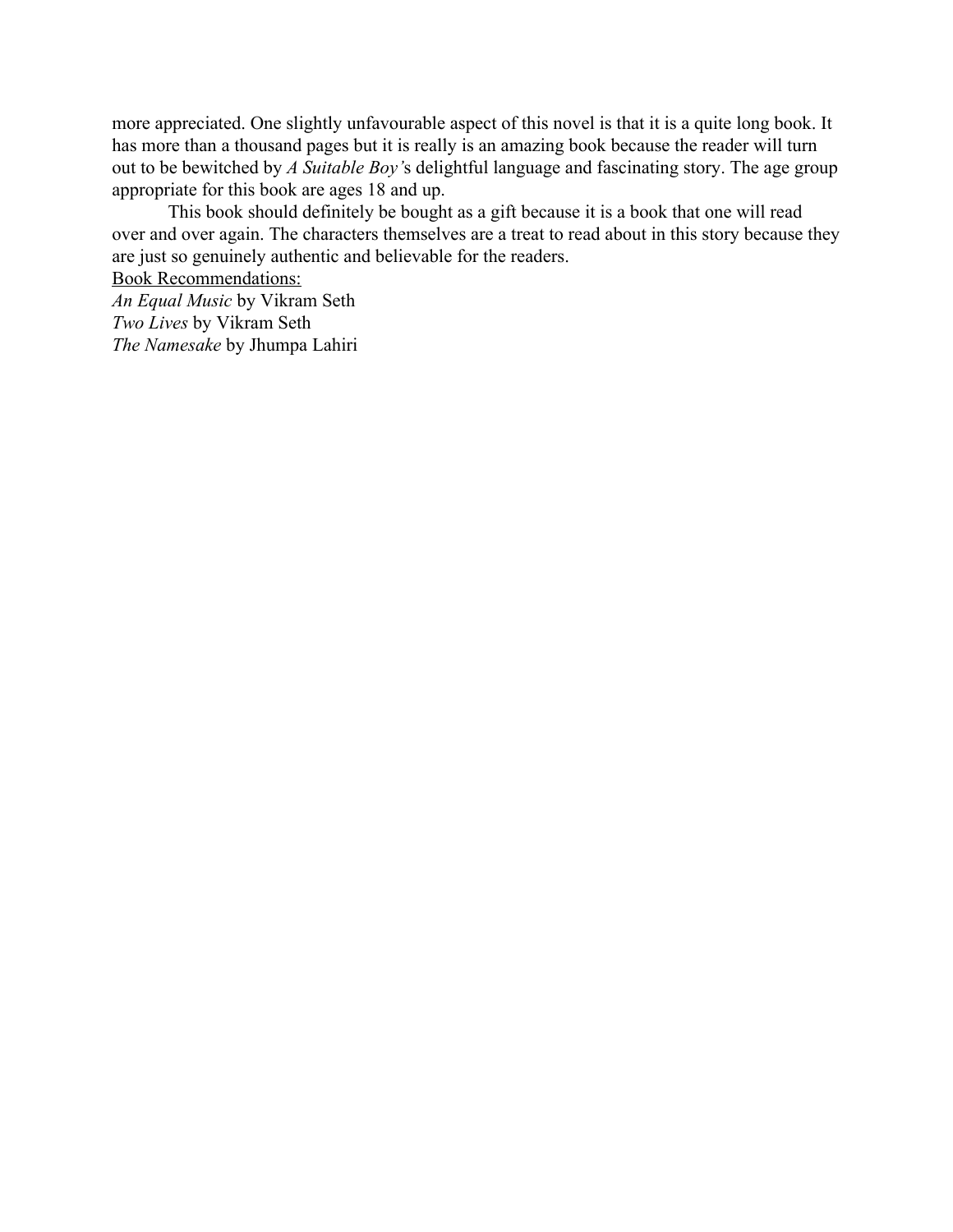more appreciated. One slightly unfavourable aspect of this novel is that it is a quite long book. It has more than a thousand pages but it is really is an amazing book because the reader will turn out to be bewitched by *A Suitable Boy'*s delightful language and fascinating story. The age group appropriate for this book are ages 18 and up.

This book should definitely be bought as a gift because it is a book that one will read over and over again. The characters themselves are a treat to read about in this story because they are just so genuinely authentic and believable for the readers.

<u>Book Recommendations:</u>

*An Equal Music* by Vikram Seth
*Two Lives* by Vikram Seth
*The Namesake* by Jhumpa Lahiri